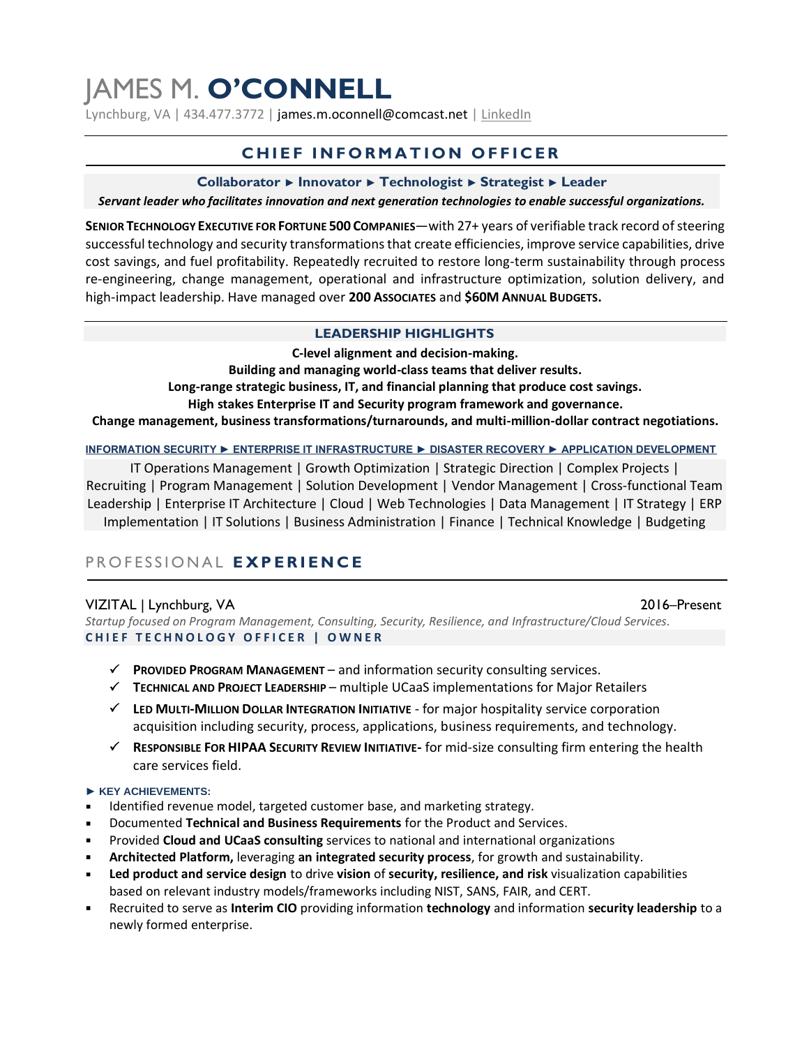# JAMES M. **O'CONNELL**

Lynchburg, VA | 434.477.3772 | james.m.oconnell@comcast.net | LinkedIn

## CHIEF INFORMATION OFFICER

**Collaborator ► Innovator ► Technologist ► Strategist ► Leader**

***Servant leader who facilitates innovation and next generation technologies to enable successful organizations.***

**SENIOR TECHNOLOGY EXECUTIVE FOR FORTUNE 500 COMPANIES**—with 27+ years of verifiable track record of steering successful technology and security transformations that create efficiencies, improve service capabilities, drive cost savings, and fuel profitability. Repeatedly recruited to restore long-term sustainability through process re-engineering, change management, operational and infrastructure optimization, solution delivery, and high-impact leadership. Have managed over **200 ASSOCIATES** and **$60M ANNUAL BUDGETS.**

### LEADERSHIP HIGHLIGHTS

**C-level alignment and decision-making.**
**Building and managing world-class teams that deliver results.**
**Long-range strategic business, IT, and financial planning that produce cost savings.**
**High stakes Enterprise IT and Security program framework and governance.**
**Change management, business transformations/turnarounds, and multi-million-dollar contract negotiations.**

**INFORMATION SECURITY ► ENTERPRISE IT INFRASTRUCTURE ► DISASTER RECOVERY ► APPLICATION DEVELOPMENT**

IT Operations Management | Growth Optimization | Strategic Direction | Complex Projects | Recruiting | Program Management | Solution Development | Vendor Management | Cross-functional Team Leadership | Enterprise IT Architecture | Cloud | Web Technologies | Data Management | IT Strategy | ERP Implementation | IT Solutions | Business Administration | Finance | Technical Knowledge | Budgeting

## PROFESSIONAL **EXPERIENCE**

VIZITAL | Lynchburg, VA — 2016–Present

*Startup focused on Program Management, Consulting, Security, Resilience, and Infrastructure/Cloud Services.*

**CHIEF TECHNOLOGY OFFICER | OWNER**

- ✓ **PROVIDED PROGRAM MANAGEMENT** – and information security consulting services.
- ✓ **TECHNICAL AND PROJECT LEADERSHIP** – multiple UCaaS implementations for Major Retailers
- ✓ **LED MULTI-MILLION DOLLAR INTEGRATION INITIATIVE** - for major hospitality service corporation acquisition including security, process, applications, business requirements, and technology.
- ✓ **RESPONSIBLE FOR HIPAA SECURITY REVIEW INITIATIVE-** for mid-size consulting firm entering the health care services field.

**► KEY ACHIEVEMENTS:**

- Identified revenue model, targeted customer base, and marketing strategy.
- Documented **Technical and Business Requirements** for the Product and Services.
- Provided **Cloud and UCaaS consulting** services to national and international organizations
- **Architected Platform,** leveraging **an integrated security process**, for growth and sustainability.
- **Led product and service design** to drive **vision** of **security, resilience, and risk** visualization capabilities based on relevant industry models/frameworks including NIST, SANS, FAIR, and CERT.
- Recruited to serve as **Interim CIO** providing information **technology** and information **security leadership** to a newly formed enterprise.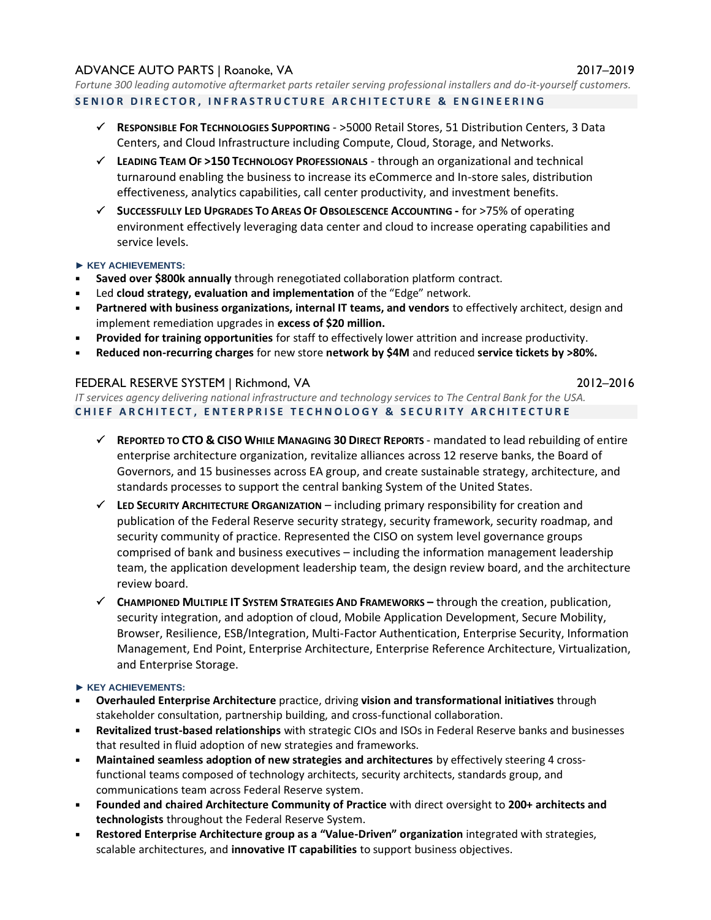## ADVANCE AUTO PARTS | Roanoke, VA 2017–2019

*Fortune 300 leading automotive aftermarket parts retailer serving professional installers and do-it-yourself customers.*

### SENIOR DIRECTOR, INFRASTRUCTURE ARCHITECTURE & ENGINEERING

- ✓ **RESPONSIBLE FOR TECHNOLOGIES SUPPORTING** - >5000 Retail Stores, 51 Distribution Centers, 3 Data Centers, and Cloud Infrastructure including Compute, Cloud, Storage, and Networks.
- ✓ **LEADING TEAM OF >150 TECHNOLOGY PROFESSIONALS** - through an organizational and technical turnaround enabling the business to increase its eCommerce and In-store sales, distribution effectiveness, analytics capabilities, call center productivity, and investment benefits.
- ✓ **SUCCESSFULLY LED UPGRADES TO AREAS OF OBSOLESCENCE ACCOUNTING -** for >75% of operating environment effectively leveraging data center and cloud to increase operating capabilities and service levels.

**► KEY ACHIEVEMENTS:**

- **Saved over $800k annually** through renegotiated collaboration platform contract.
- Led **cloud strategy, evaluation and implementation** of the “Edge” network.
- **Partnered with business organizations, internal IT teams, and vendors** to effectively architect, design and implement remediation upgrades in **excess of $20 million.**
- **Provided for training opportunities** for staff to effectively lower attrition and increase productivity.
- **Reduced non-recurring charges** for new store **network by $4M** and reduced **service tickets by >80%.**

## FEDERAL RESERVE SYSTEM | Richmond, VA 2012–2016

*IT services agency delivering national infrastructure and technology services to The Central Bank for the USA.*

### CHIEF ARCHITECT, ENTERPRISE TECHNOLOGY & SECURITY ARCHITECTURE

- ✓ **REPORTED TO CTO & CISO WHILE MANAGING 30 DIRECT REPORTS** - mandated to lead rebuilding of entire enterprise architecture organization, revitalize alliances across 12 reserve banks, the Board of Governors, and 15 businesses across EA group, and create sustainable strategy, architecture, and standards processes to support the central banking System of the United States.
- ✓ **LED SECURITY ARCHITECTURE ORGANIZATION** – including primary responsibility for creation and publication of the Federal Reserve security strategy, security framework, security roadmap, and security community of practice. Represented the CISO on system level governance groups comprised of bank and business executives – including the information management leadership team, the application development leadership team, the design review board, and the architecture review board.
- ✓ **CHAMPIONED MULTIPLE IT SYSTEM STRATEGIES AND FRAMEWORKS –** through the creation, publication, security integration, and adoption of cloud, Mobile Application Development, Secure Mobility, Browser, Resilience, ESB/Integration, Multi-Factor Authentication, Enterprise Security, Information Management, End Point, Enterprise Architecture, Enterprise Reference Architecture, Virtualization, and Enterprise Storage.

**► KEY ACHIEVEMENTS:**

- **Overhauled Enterprise Architecture** practice, driving **vision and transformational initiatives** through stakeholder consultation, partnership building, and cross-functional collaboration.
- **Revitalized trust-based relationships** with strategic CIOs and ISOs in Federal Reserve banks and businesses that resulted in fluid adoption of new strategies and frameworks.
- **Maintained seamless adoption of new strategies and architectures** by effectively steering 4 cross-functional teams composed of technology architects, security architects, standards group, and communications team across Federal Reserve system.
- **Founded and chaired Architecture Community of Practice** with direct oversight to **200+ architects and technologists** throughout the Federal Reserve System.
- **Restored Enterprise Architecture group as a “Value-Driven” organization** integrated with strategies, scalable architectures, and **innovative IT capabilities** to support business objectives.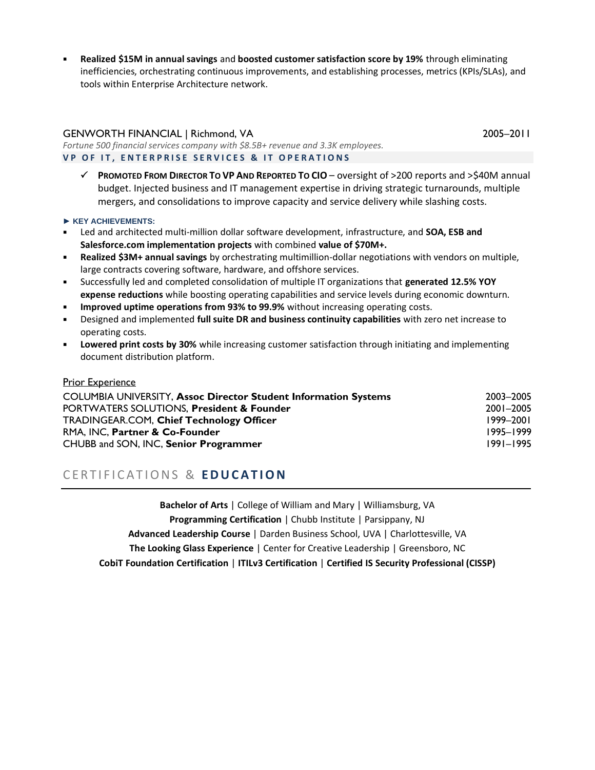- **Realized $15M in annual savings** and **boosted customer satisfaction score by 19%** through eliminating inefficiencies, orchestrating continuous improvements, and establishing processes, metrics (KPIs/SLAs), and tools within Enterprise Architecture network.

GENWORTH FINANCIAL | Richmond, VA 2005–2011

*Fortune 500 financial services company with $8.5B+ revenue and 3.3K employees.*

**VP OF IT, ENTERPRISE SERVICES & IT OPERATIONS**

✓ **PROMOTED FROM DIRECTOR TO VP AND REPORTED TO CIO** – oversight of >200 reports and >$40M annual budget. Injected business and IT management expertise in driving strategic turnarounds, multiple mergers, and consolidations to improve capacity and service delivery while slashing costs.

**► KEY ACHIEVEMENTS:**

- Led and architected multi-million dollar software development, infrastructure, and **SOA, ESB and Salesforce.com implementation projects** with combined **value of $70M+.**
- **Realized $3M+ annual savings** by orchestrating multimillion-dollar negotiations with vendors on multiple, large contracts covering software, hardware, and offshore services.
- Successfully led and completed consolidation of multiple IT organizations that **generated 12.5% YOY expense reductions** while boosting operating capabilities and service levels during economic downturn.
- **Improved uptime operations from 93% to 99.9%** without increasing operating costs.
- Designed and implemented **full suite DR and business continuity capabilities** with zero net increase to operating costs.
- **Lowered print costs by 30%** while increasing customer satisfaction through initiating and implementing document distribution platform.

Prior Experience

COLUMBIA UNIVERSITY, **Assoc Director Student Information Systems** 2003–2005
PORTWATERS SOLUTIONS, **President & Founder** 2001–2005
TRADINGEAR.COM, **Chief Technology Officer** 1999–2001
RMA, INC, **Partner & Co-Founder** 1995–1999
CHUBB and SON, INC, **Senior Programmer** 1991–1995

## CERTIFICATIONS & EDUCATION

**Bachelor of Arts** | College of William and Mary | Williamsburg, VA

**Programming Certification** | Chubb Institute | Parsippany, NJ

**Advanced Leadership Course** | Darden Business School, UVA | Charlottesville, VA

**The Looking Glass Experience** | Center for Creative Leadership | Greensboro, NC

**CobiT Foundation Certification** | **ITILv3 Certification** | **Certified IS Security Professional (CISSP)**